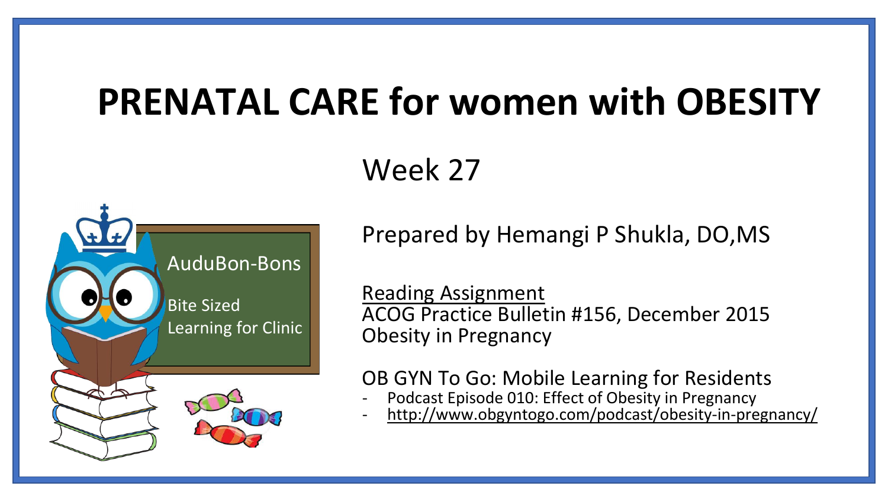# PRENATAL CARE for women with OBESITY

## Week 27

AuduBon-Bons

Bite Sized Learning for Clinic

Prepared by Hemangi P Shukla, DO,MS

<u>Reading Assignment</u>
ACOG Practice Bulletin #156, December 2015
Obesity in Pregnancy

OB GYN To Go: Mobile Learning for Residents

- Podcast Episode 010: Effect of Obesity in Pregnancy
- http://www.obgyntogo.com/podcast/obesity-in-pregnancy/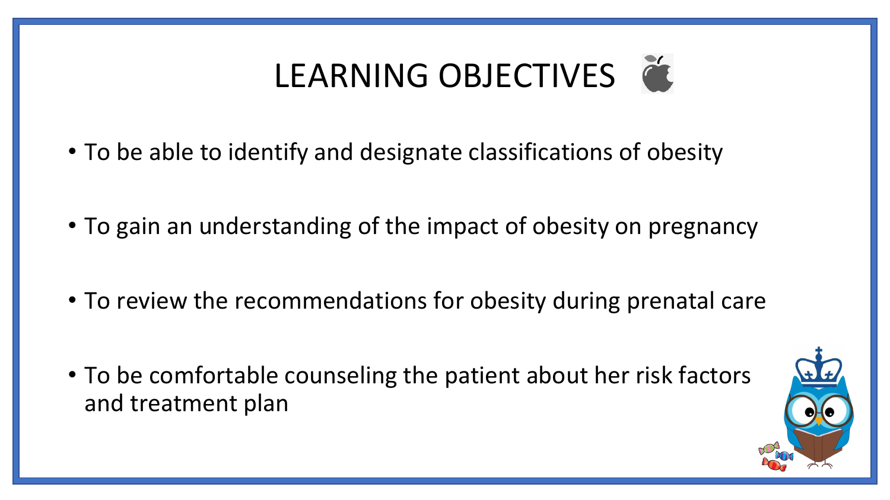# LEARNING OBJECTIVES

- To be able to identify and designate classifications of obesity
- To gain an understanding of the impact of obesity on pregnancy
- To review the recommendations for obesity during prenatal care
- To be comfortable counseling the patient about her risk factors and treatment plan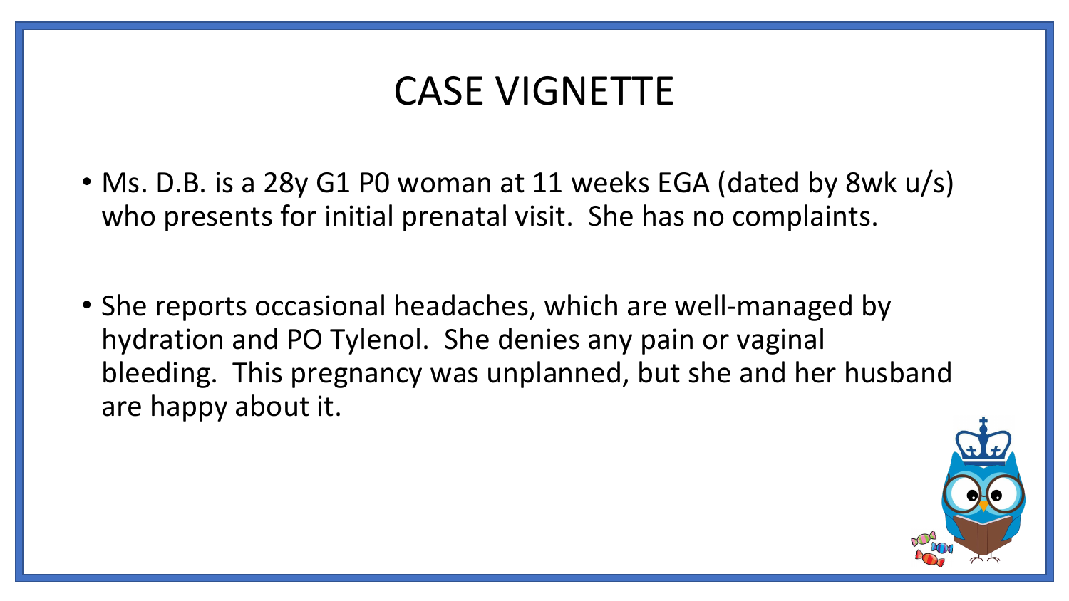# CASE VIGNETTE

- Ms. D.B. is a 28y G1 P0 woman at 11 weeks EGA (dated by 8wk u/s) who presents for initial prenatal visit. She has no complaints.

- She reports occasional headaches, which are well-managed by hydration and PO Tylenol. She denies any pain or vaginal bleeding. This pregnancy was unplanned, but she and her husband are happy about it.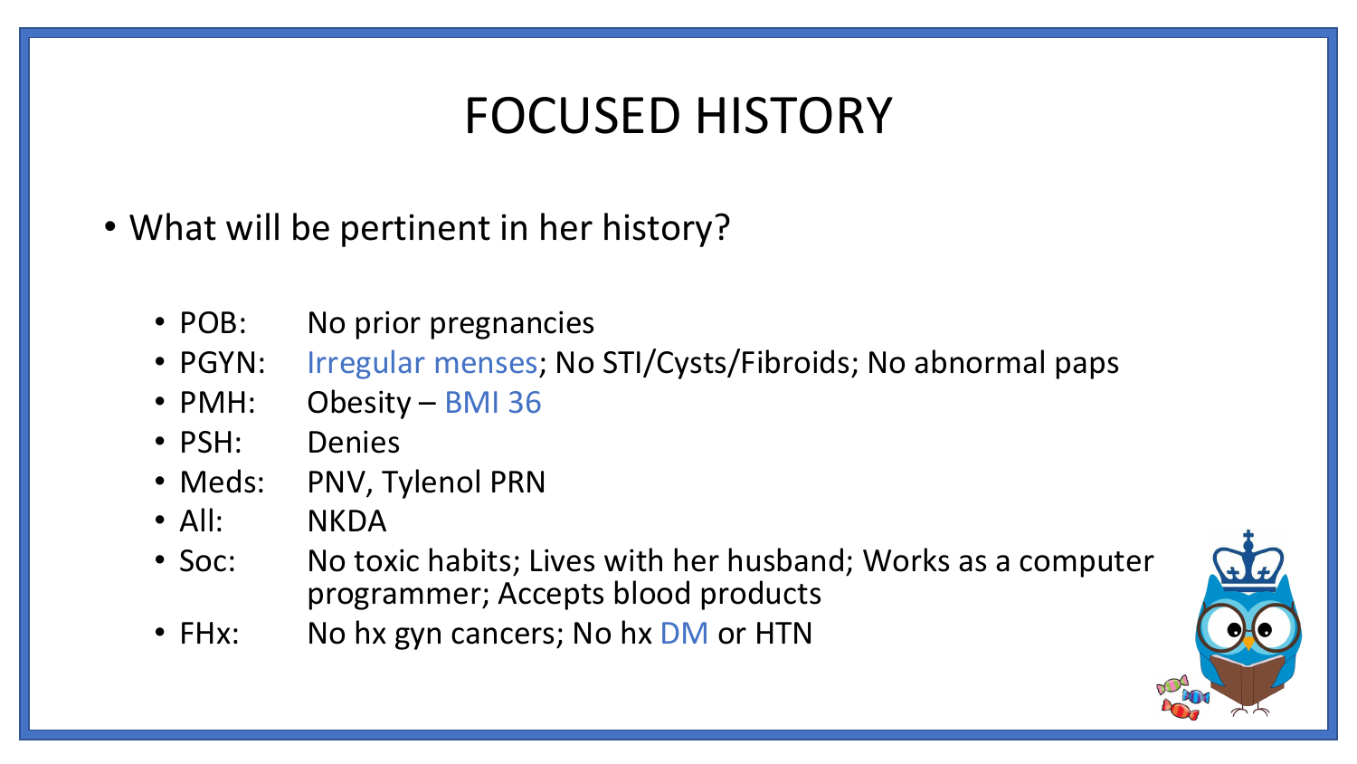# FOCUSED HISTORY

- What will be pertinent in her history?
  - POB: No prior pregnancies
  - PGYN: Irregular menses; No STI/Cysts/Fibroids; No abnormal paps
  - PMH: Obesity – BMI 36
  - PSH: Denies
  - Meds: PNV, Tylenol PRN
  - All: NKDA
  - Soc: No toxic habits; Lives with her husband; Works as a computer programmer; Accepts blood products
  - FHx: No hx gyn cancers; No hx DM or HTN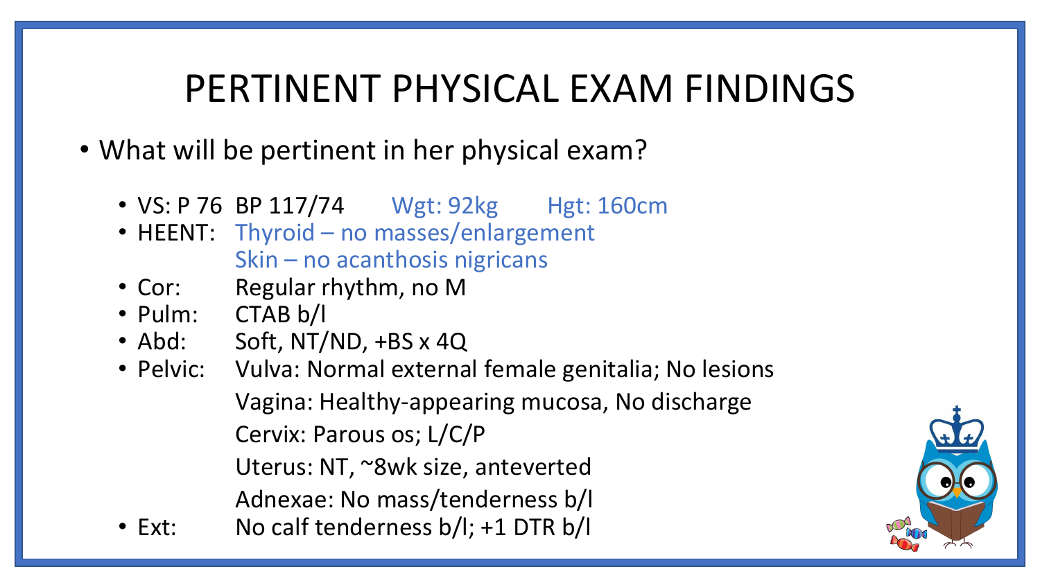# PERTINENT PHYSICAL EXAM FINDINGS

- What will be pertinent in her physical exam?
  - VS: P 76 BP 117/74 Wgt: 92kg Hgt: 160cm
  - HEENT: Thyroid – no masses/enlargement
    Skin – no acanthosis nigricans
  - Cor: Regular rhythm, no M
  - Pulm: CTAB b/l
  - Abd: Soft, NT/ND, +BS x 4Q
  - Pelvic: Vulva: Normal external female genitalia; No lesions
    Vagina: Healthy-appearing mucosa, No discharge
    Cervix: Parous os; L/C/P
    Uterus: NT, ~8wk size, anteverted
    Adnexae: No mass/tenderness b/l
  - Ext: No calf tenderness b/l; +1 DTR b/l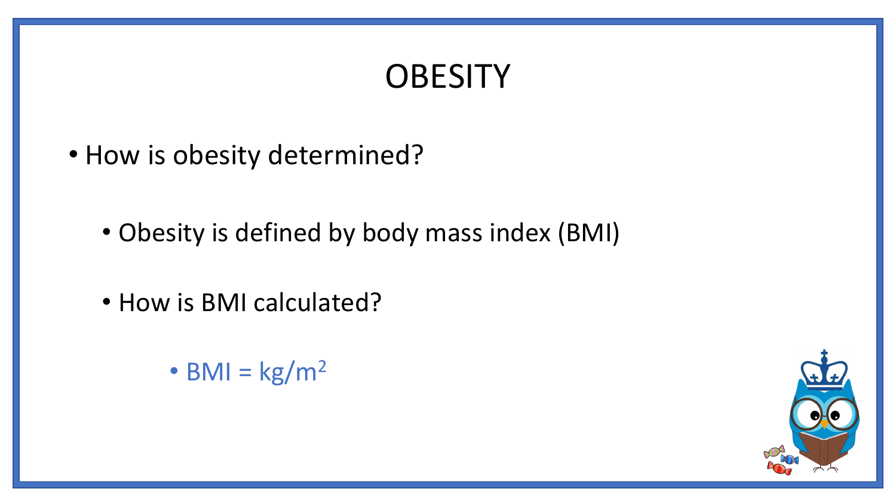# OBESITY

- How is obesity determined?
  - Obesity is defined by body mass index (BMI)
  - How is BMI calculated?
    - BMI = $kg/m^2$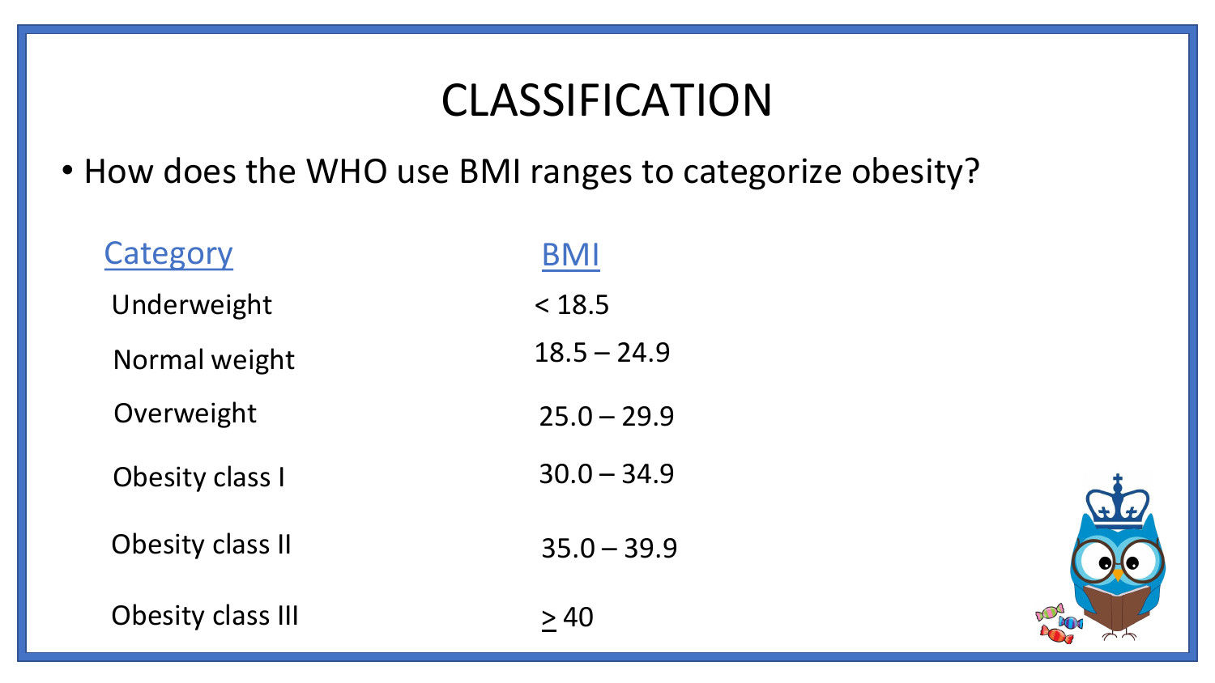# CLASSIFICATION

- How does the WHO use BMI ranges to categorize obesity?

| Category | BMI |
| --- | --- |
| Underweight | < 18.5 |
| Normal weight | 18.5 – 24.9 |
| Overweight | 25.0 – 29.9 |
| Obesity class I | 30.0 – 34.9 |
| Obesity class II | 35.0 – 39.9 |
| Obesity class III | ≥ 40 |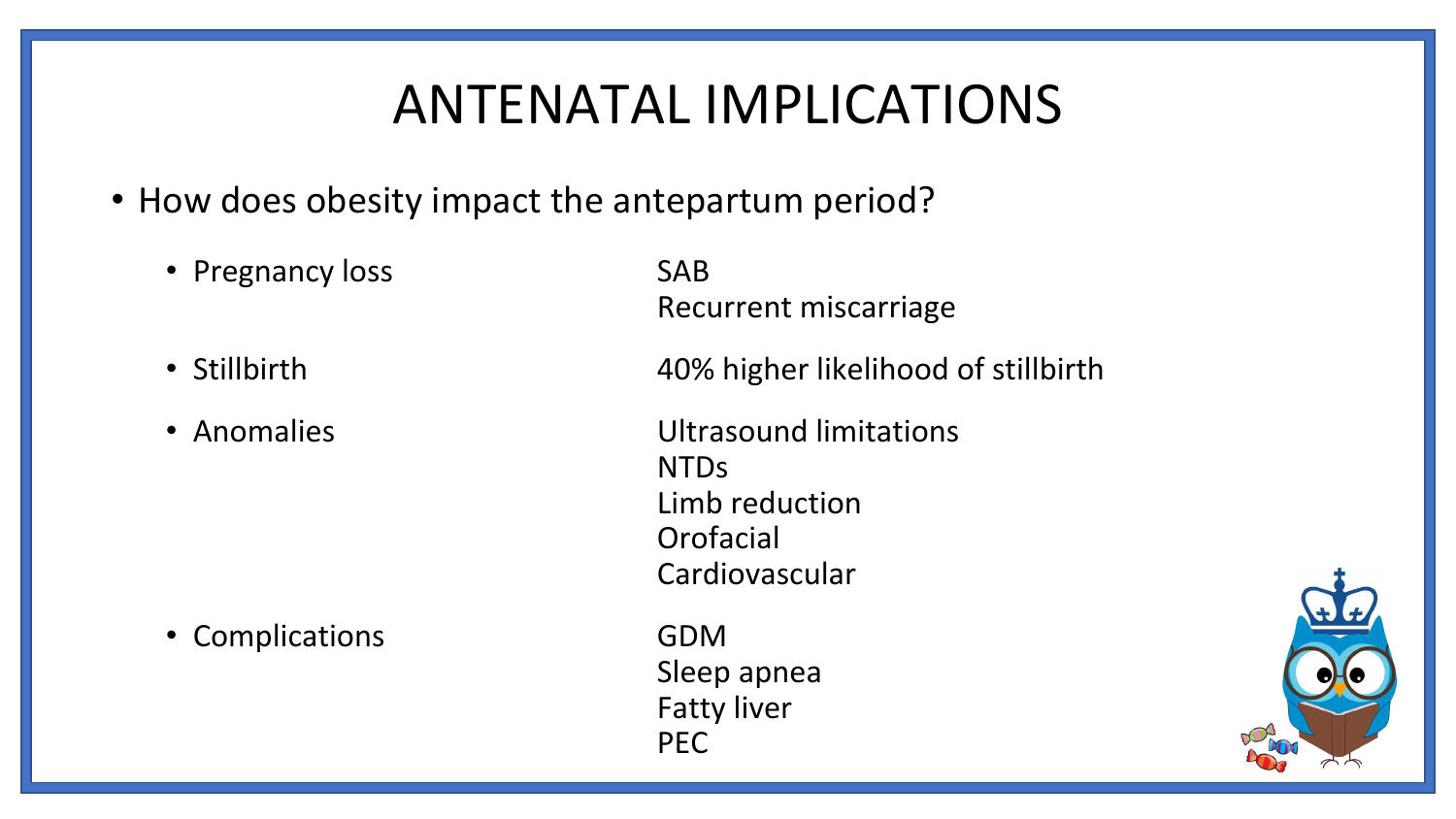# ANTENATAL IMPLICATIONS

- How does obesity impact the antepartum period?
  - Pregnancy loss
    - SAB
    - Recurrent miscarriage
  - Stillbirth
    - 40% higher likelihood of stillbirth
  - Anomalies
    - Ultrasound limitations
    - NTDs
    - Limb reduction
    - Orofacial
    - Cardiovascular
  - Complications
    - GDM
    - Sleep apnea
    - Fatty liver
    - PEC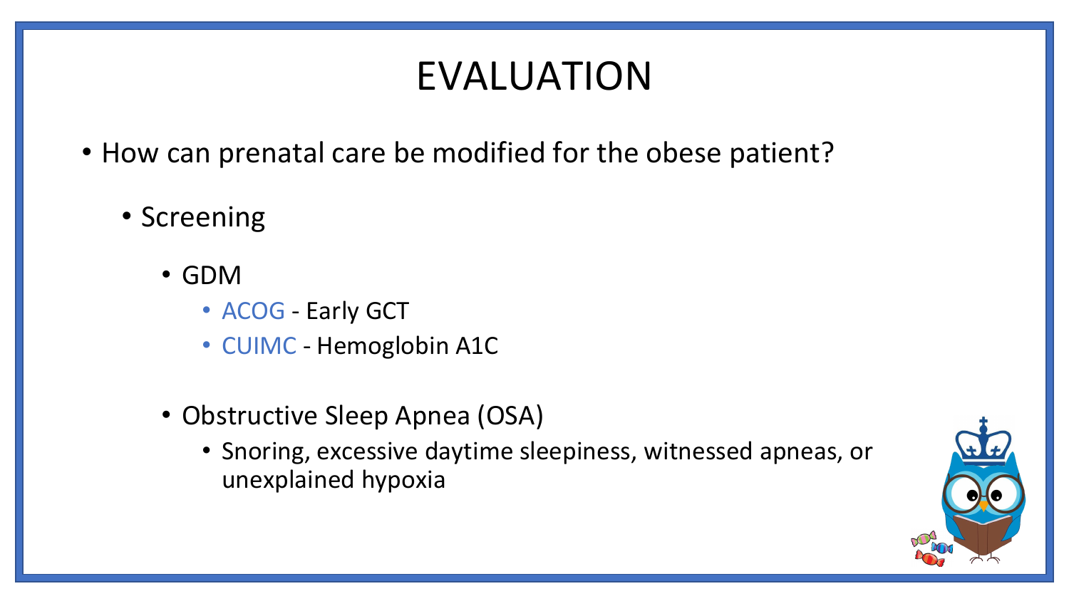# EVALUATION

- How can prenatal care be modified for the obese patient?
  - Screening
    - GDM
      - ACOG - Early GCT
      - CUIMC - Hemoglobin A1C
    - Obstructive Sleep Apnea (OSA)
      - Snoring, excessive daytime sleepiness, witnessed apneas, or unexplained hypoxia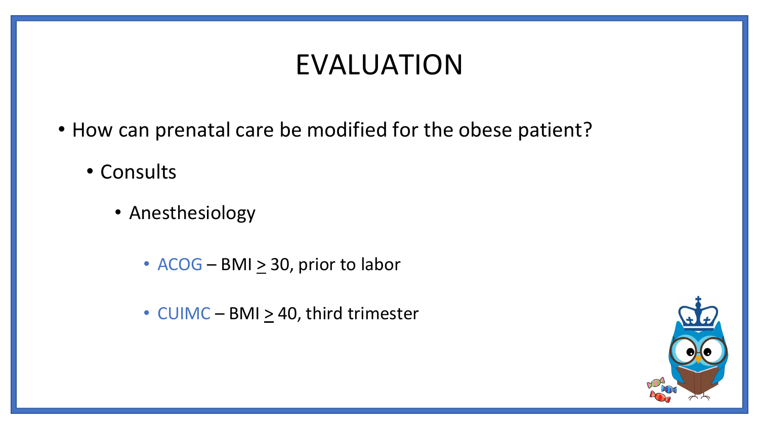# EVALUATION

- How can prenatal care be modified for the obese patient?
  - Consults
    - Anesthesiology
      - ACOG – BMI $\geq$ 30, prior to labor
      - CUIMC – BMI $\geq$ 40, third trimester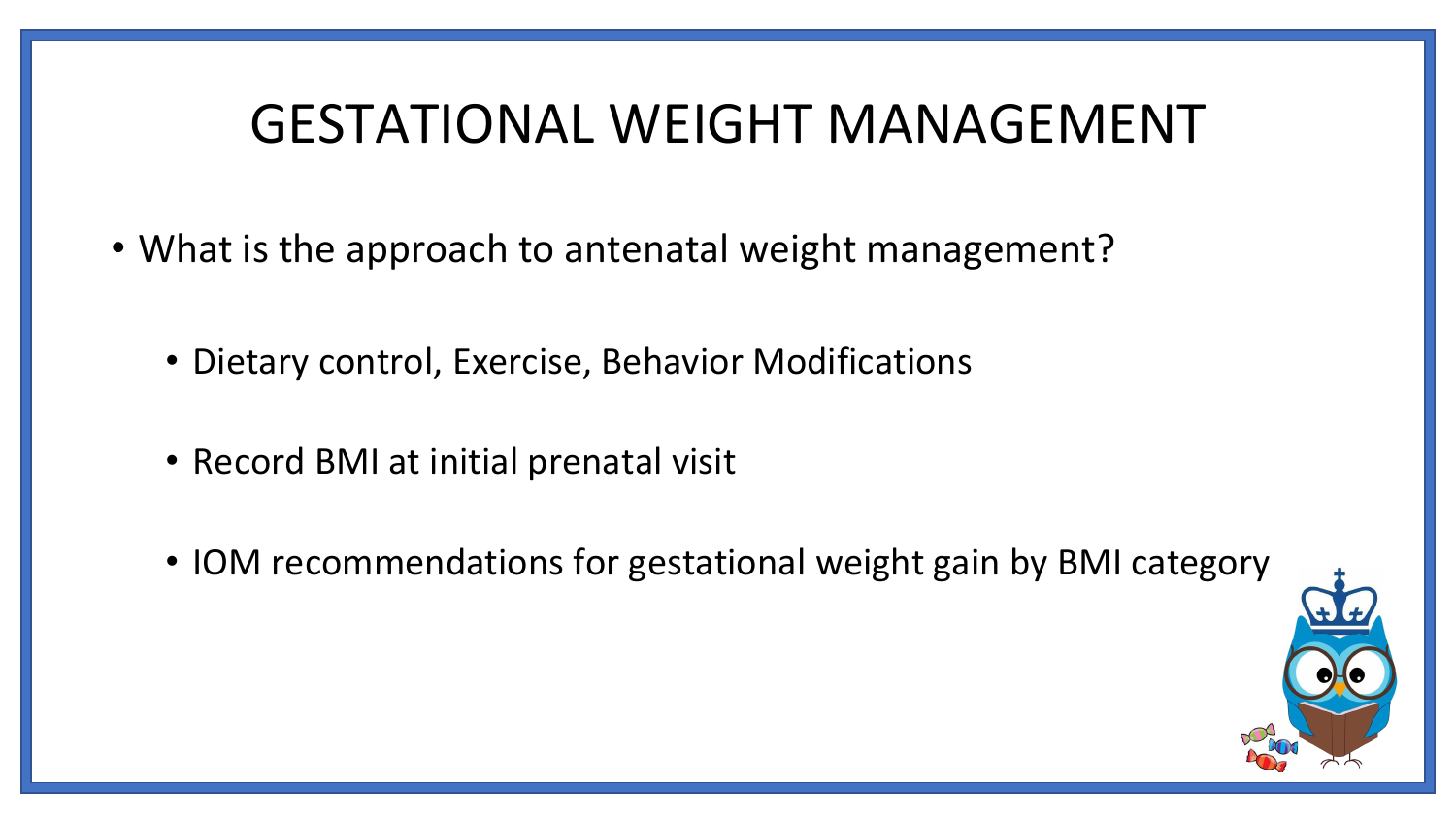# GESTATIONAL WEIGHT MANAGEMENT

- What is the approach to antenatal weight management?
  - Dietary control, Exercise, Behavior Modifications
  - Record BMI at initial prenatal visit
  - IOM recommendations for gestational weight gain by BMI category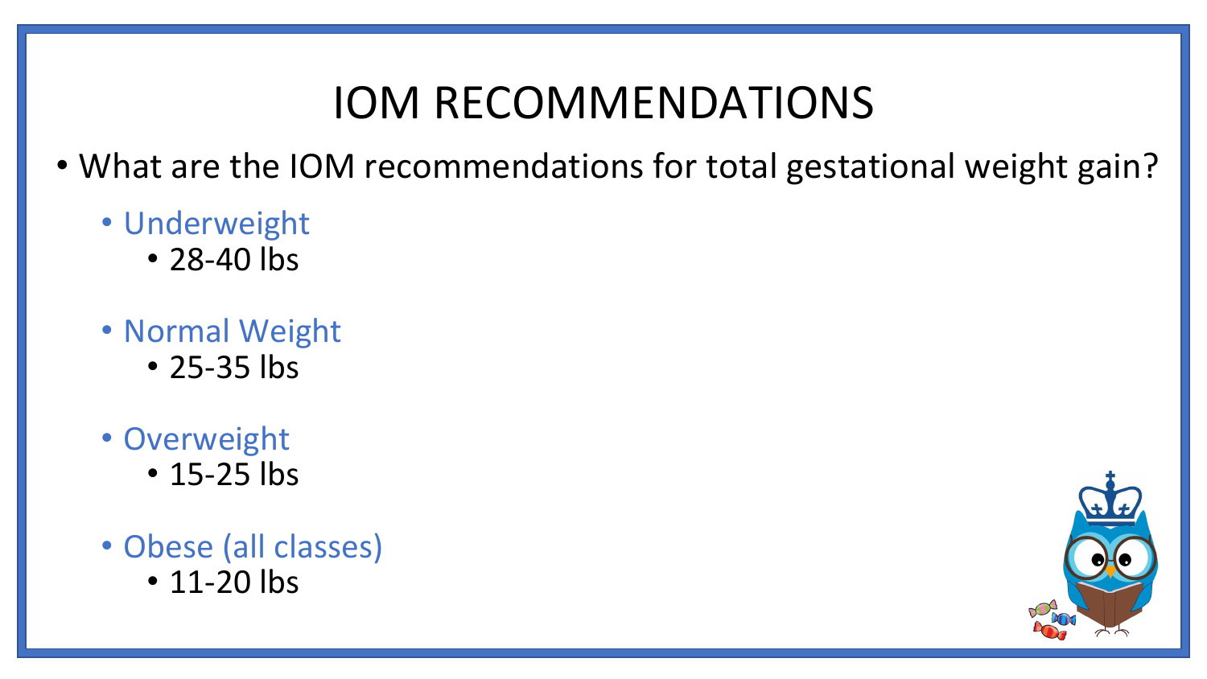# IOM RECOMMENDATIONS

- What are the IOM recommendations for total gestational weight gain?
  - Underweight
    - 28-40 lbs
  - Normal Weight
    - 25-35 lbs
  - Overweight
    - 15-25 lbs
  - Obese (all classes)
    - 11-20 lbs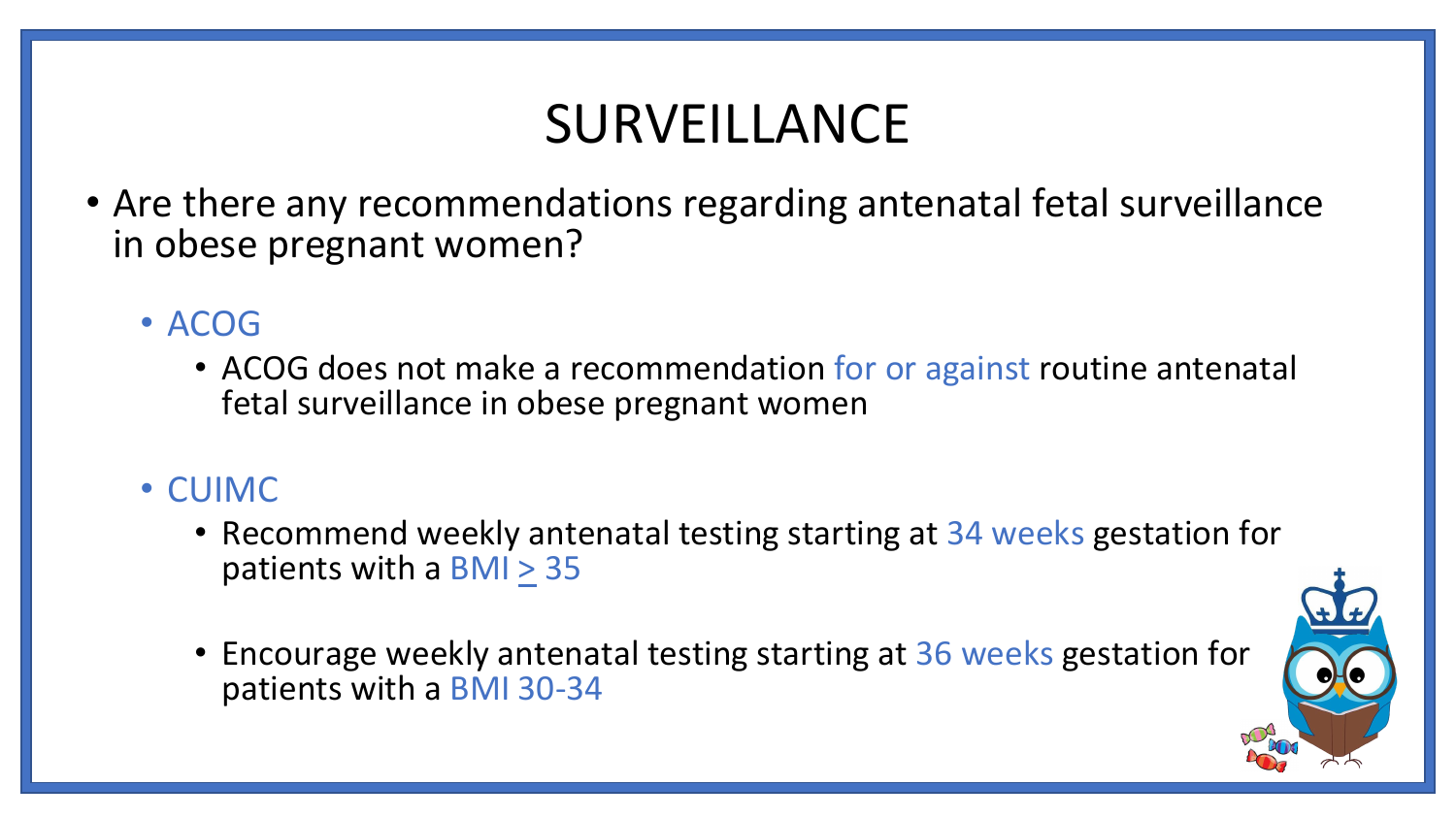# SURVEILLANCE

- Are there any recommendations regarding antenatal fetal surveillance in obese pregnant women?
  - ACOG
    - ACOG does not make a recommendation for or against routine antenatal fetal surveillance in obese pregnant women
  - CUIMC
    - Recommend weekly antenatal testing starting at 34 weeks gestation for patients with a BMI ≥ 35
    - Encourage weekly antenatal testing starting at 36 weeks gestation for patients with a BMI 30-34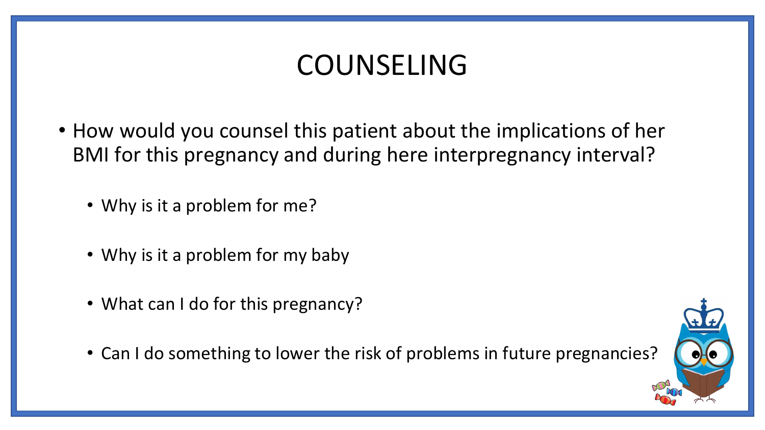# COUNSELING

- How would you counsel this patient about the implications of her BMI for this pregnancy and during here interpregnancy interval?
  - Why is it a problem for me?
  - Why is it a problem for my baby
  - What can I do for this pregnancy?
  - Can I do something to lower the risk of problems in future pregnancies?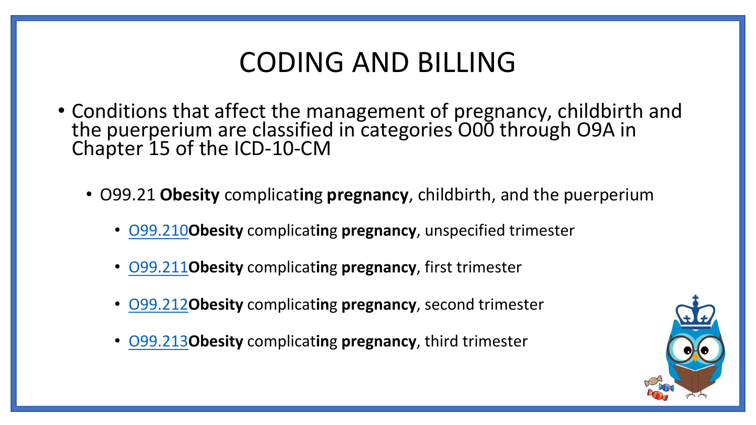# CODING AND BILLING

- Conditions that affect the management of pregnancy, childbirth and the puerperium are classified in categories O00 through O9A in Chapter 15 of the ICD-10-CM
  - O99.21 **Obesity** complicat**ing** **pregnancy**, childbirth, and the puerperium
    - O99.210**Obesity** complicat**ing** **pregnancy**, unspecified trimester
    - O99.211**Obesity** complicat**ing** **pregnancy**, first trimester
    - O99.212**Obesity** complicat**ing** **pregnancy**, second trimester
    - O99.213**Obesity** complicat**ing** **pregnancy**, third trimester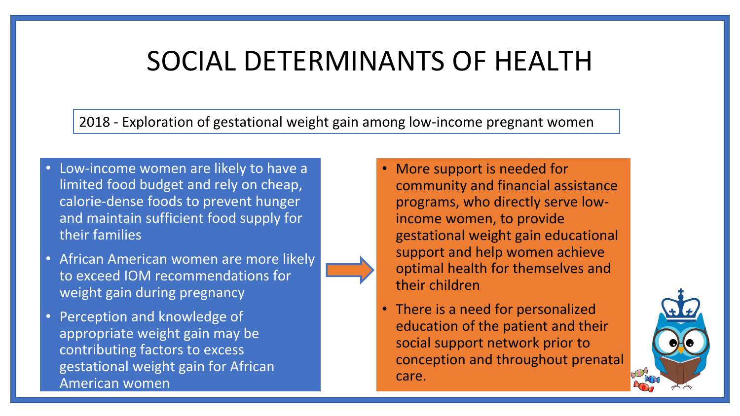# SOCIAL DETERMINANTS OF HEALTH

2018 - Exploration of gestational weight gain among low-income pregnant women

- Low-income women are likely to have a limited food budget and rely on cheap, calorie-dense foods to prevent hunger and maintain sufficient food supply for their families
- African American women are more likely to exceed IOM recommendations for weight gain during pregnancy
- Perception and knowledge of appropriate weight gain may be contributing factors to excess gestational weight gain for African American women

- More support is needed for community and financial assistance programs, who directly serve low-income women, to provide gestational weight gain educational support and help women achieve optimal health for themselves and their children
- There is a need for personalized education of the patient and their social support network prior to conception and throughout prenatal care.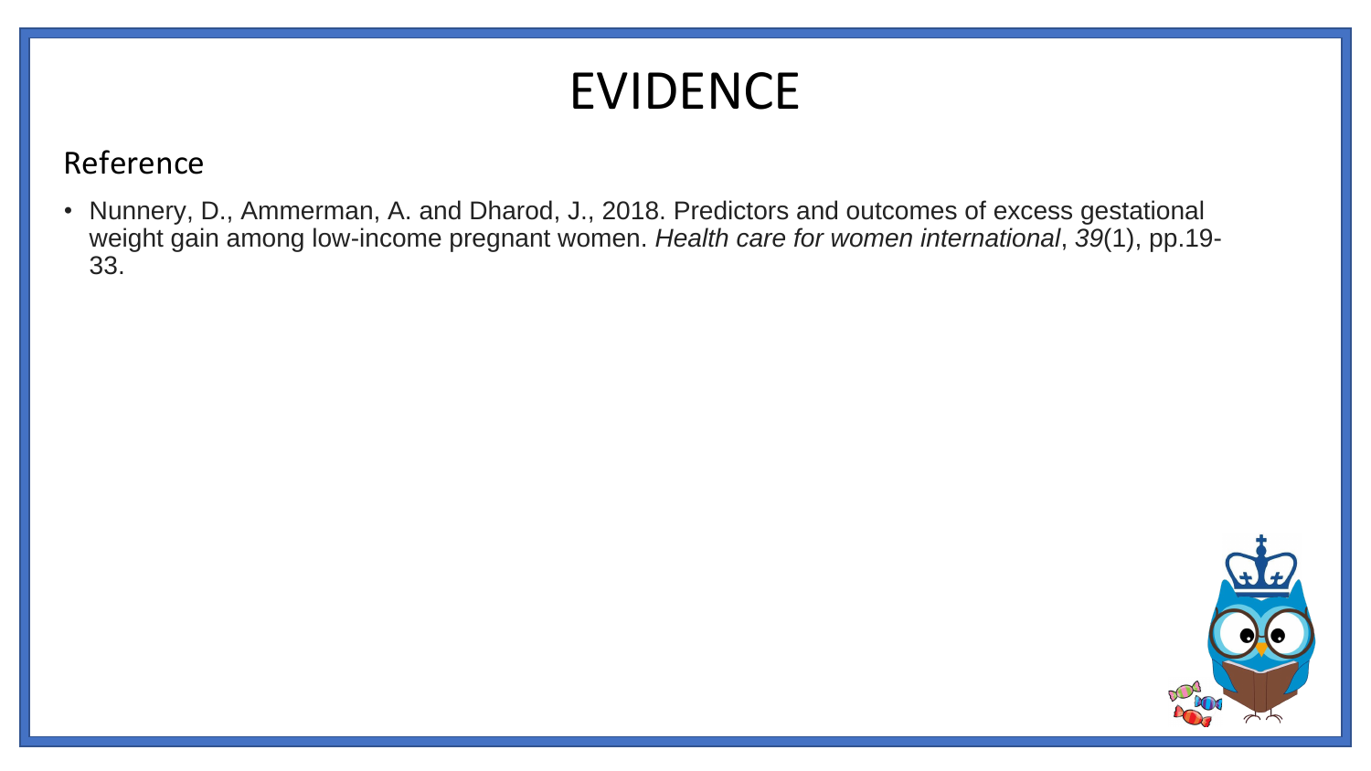# EVIDENCE

## Reference

- Nunnery, D., Ammerman, A. and Dharod, J., 2018. Predictors and outcomes of excess gestational weight gain among low-income pregnant women. *Health care for women international*, *39*(1), pp.19-33.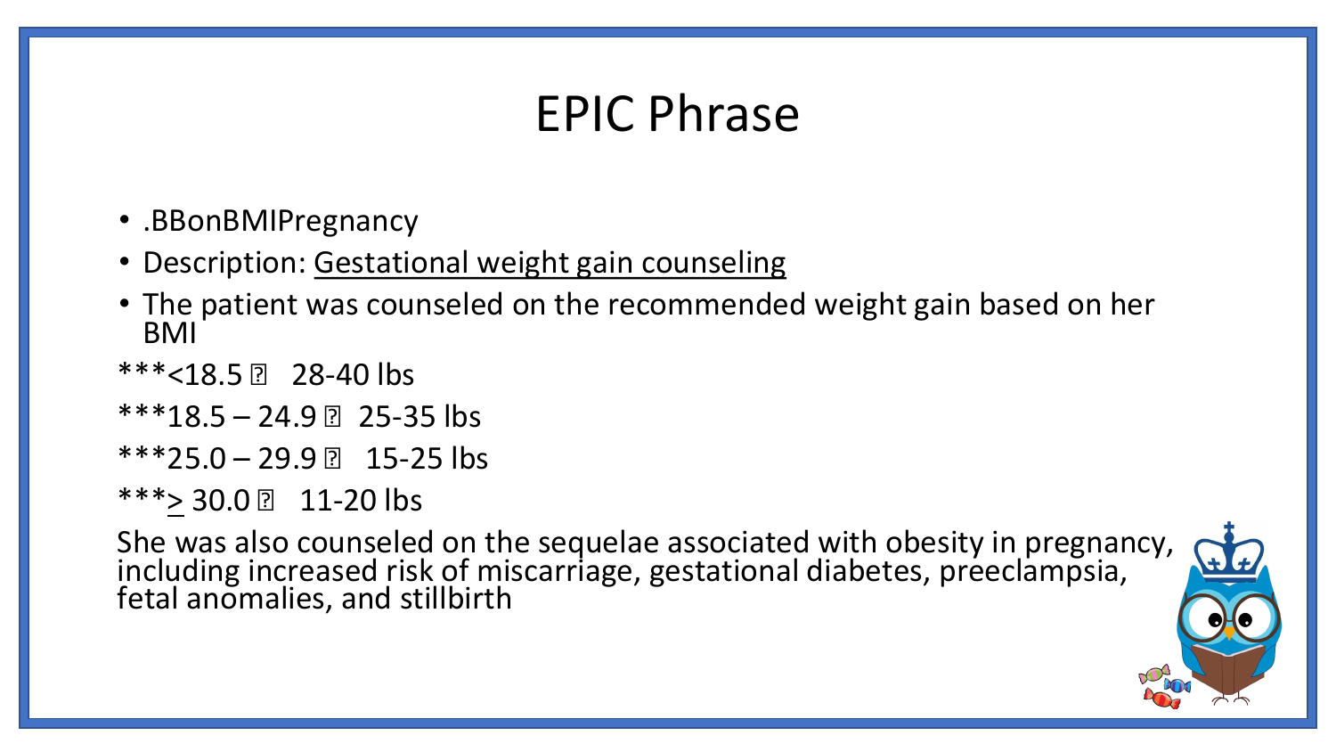# EPIC Phrase

- .BBonBMIPregnancy
- Description: <u>Gestational weight gain counseling</u>
- The patient was counseled on the recommended weight gain based on her BMI

***<18.5 → 28-40 lbs

***18.5 – 24.9 → 25-35 lbs

***25.0 – 29.9 → 15-25 lbs

***≥ 30.0 → 11-20 lbs

She was also counseled on the sequelae associated with obesity in pregnancy, including increased risk of miscarriage, gestational diabetes, preeclampsia, fetal anomalies, and stillbirth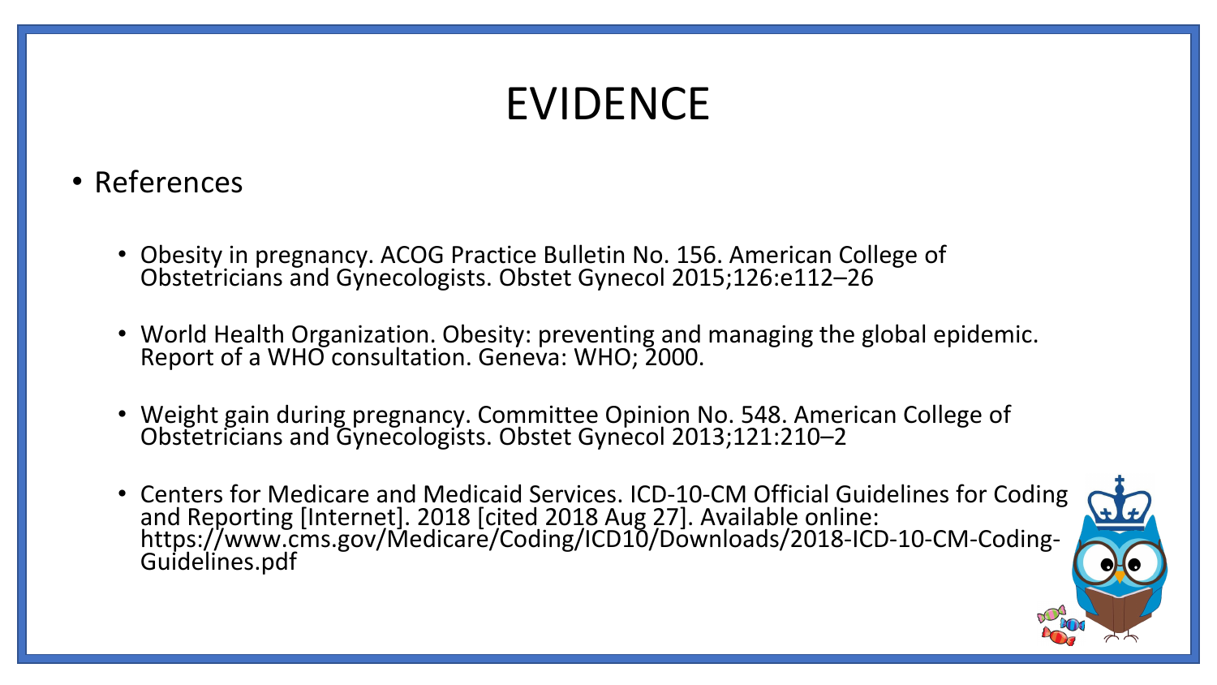# EVIDENCE

- References

  - Obesity in pregnancy. ACOG Practice Bulletin No. 156. American College of Obstetricians and Gynecologists. Obstet Gynecol 2015;126:e112–26

  - World Health Organization. Obesity: preventing and managing the global epidemic. Report of a WHO consultation. Geneva: WHO; 2000.

  - Weight gain during pregnancy. Committee Opinion No. 548. American College of Obstetricians and Gynecologists. Obstet Gynecol 2013;121:210–2

  - Centers for Medicare and Medicaid Services. ICD-10-CM Official Guidelines for Coding and Reporting [Internet]. 2018 [cited 2018 Aug 27]. Available online: https://www.cms.gov/Medicare/Coding/ICD10/Downloads/2018-ICD-10-CM-Coding-Guidelines.pdf